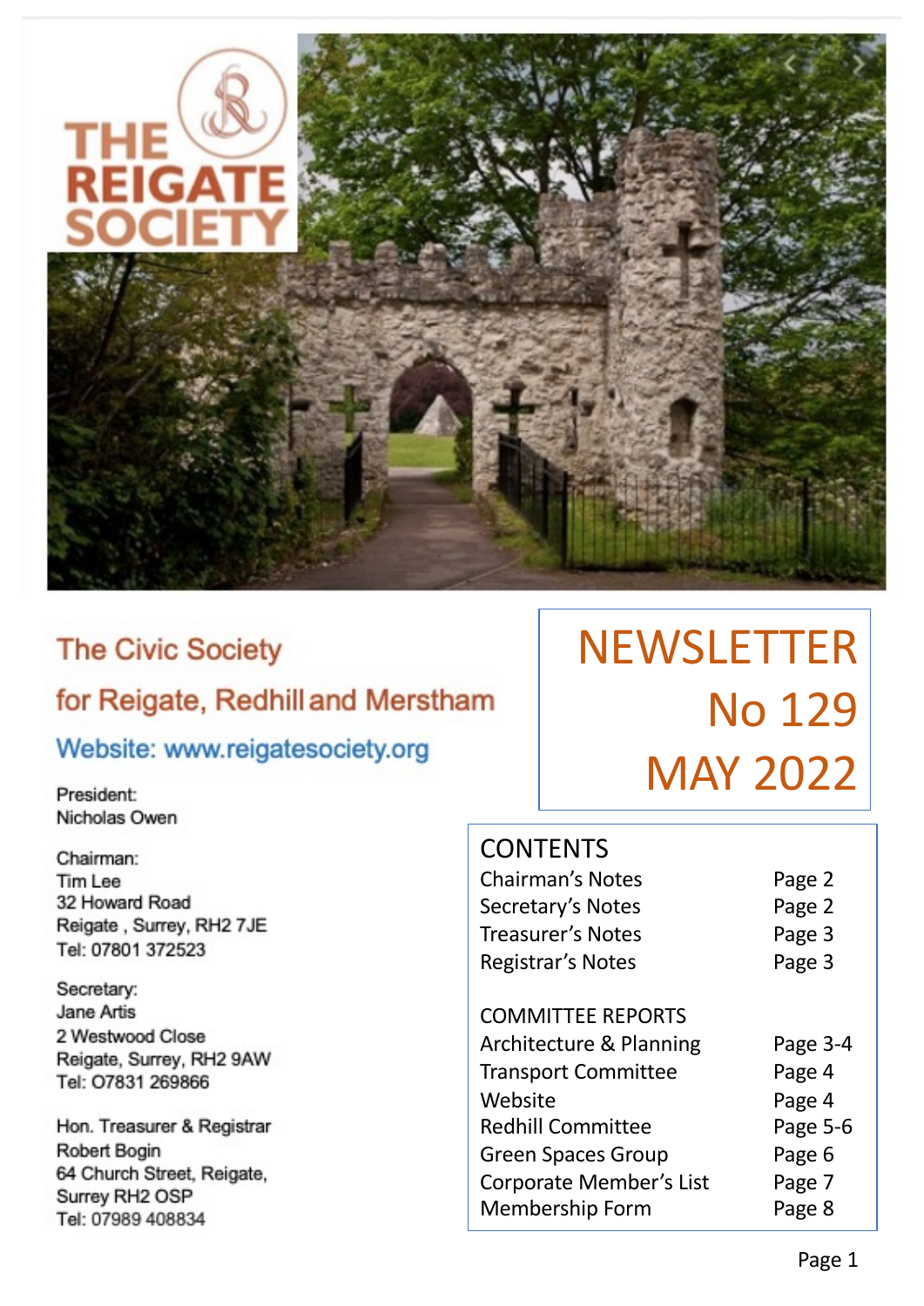# THE REIGATE SOCIETY

## NEWSLETTER No 129 MAY 2022

The Civic Society for Reigate, Redhill and Merstham

Website: www.reigatesociety.org

President:
Nicholas Owen

Chairman:
Tim Lee
32 Howard Road
Reigate , Surrey, RH2 7JE
Tel: 07801 372523

Secretary:
Jane Artis
2 Westwood Close
Reigate, Surrey, RH2 9AW
Tel: O7831 269866

Hon. Treasurer & Registrar
Robert Bogin
64 Church Street, Reigate,
Surrey RH2 OSP
Tel: 07989 408834

### CONTENTS

| | |
|---|---|
| Chairman's Notes | Page 2 |
| Secretary's Notes | Page 2 |
| Treasurer's Notes | Page 3 |
| Registrar's Notes | Page 3 |
| **COMMITTEE REPORTS** | |
| Architecture & Planning | Page 3-4 |
| Transport Committee | Page 4 |
| Website | Page 4 |
| Redhill Committee | Page 5-6 |
| Green Spaces Group | Page 6 |
| Corporate Member's List | Page 7 |
| Membership Form | Page 8 |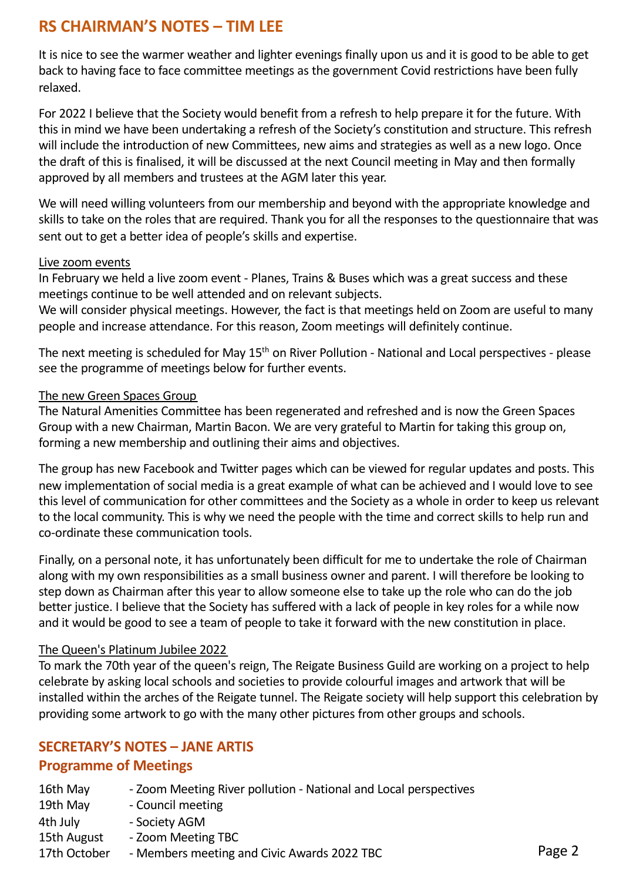## RS CHAIRMAN'S NOTES – TIM LEE

It is nice to see the warmer weather and lighter evenings finally upon us and it is good to be able to get back to having face to face committee meetings as the government Covid restrictions have been fully relaxed.

For 2022 I believe that the Society would benefit from a refresh to help prepare it for the future. With this in mind we have been undertaking a refresh of the Society's constitution and structure. This refresh will include the introduction of new Committees, new aims and strategies as well as a new logo. Once the draft of this is finalised, it will be discussed at the next Council meeting in May and then formally approved by all members and trustees at the AGM later this year.

We will need willing volunteers from our membership and beyond with the appropriate knowledge and skills to take on the roles that are required. Thank you for all the responses to the questionnaire that was sent out to get a better idea of people's skills and expertise.

<u>Live zoom events</u>

In February we held a live zoom event - Planes, Trains & Buses which was a great success and these meetings continue to be well attended and on relevant subjects.
We will consider physical meetings. However, the fact is that meetings held on Zoom are useful to many people and increase attendance. For this reason, Zoom meetings will definitely continue.

The next meeting is scheduled for May 15th on River Pollution - National and Local perspectives - please see the programme of meetings below for further events.

<u>The new Green Spaces Group</u>

The Natural Amenities Committee has been regenerated and refreshed and is now the Green Spaces Group with a new Chairman, Martin Bacon. We are very grateful to Martin for taking this group on, forming a new membership and outlining their aims and objectives.

The group has new Facebook and Twitter pages which can be viewed for regular updates and posts. This new implementation of social media is a great example of what can be achieved and I would love to see this level of communication for other committees and the Society as a whole in order to keep us relevant to the local community. This is why we need the people with the time and correct skills to help run and co-ordinate these communication tools.

Finally, on a personal note, it has unfortunately been difficult for me to undertake the role of Chairman along with my own responsibilities as a small business owner and parent. I will therefore be looking to step down as Chairman after this year to allow someone else to take up the role who can do the job better justice. I believe that the Society has suffered with a lack of people in key roles for a while now and it would be good to see a team of people to take it forward with the new constitution in place.

<u>The Queen's Platinum Jubilee 2022</u>

To mark the 70th year of the queen's reign, The Reigate Business Guild are working on a project to help celebrate by asking local schools and societies to provide colourful images and artwork that will be installed within the arches of the Reigate tunnel. The Reigate society will help support this celebration by providing some artwork to go with the many other pictures from other groups and schools.

## SECRETARY'S NOTES – JANE ARTIS

### Programme of Meetings

| | |
|---|---|
| 16th May | - Zoom Meeting River pollution - National and Local perspectives |
| 19th May | - Council meeting |
| 4th July | - Society AGM |
| 15th August | - Zoom Meeting TBC |
| 17th October | - Members meeting and Civic Awards 2022 TBC |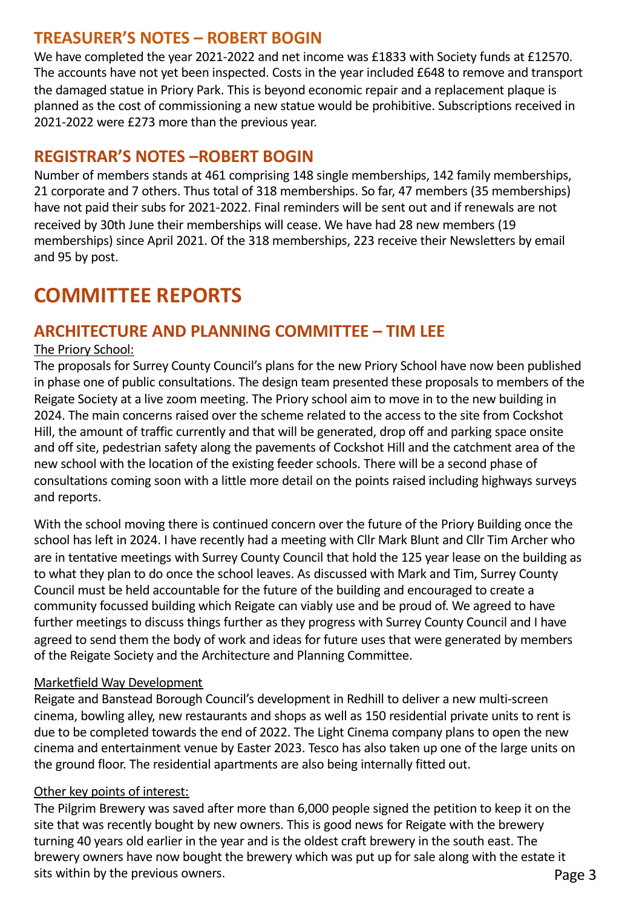## TREASURER'S NOTES – ROBERT BOGIN

We have completed the year 2021-2022 and net income was £1833 with Society funds at £12570. The accounts have not yet been inspected. Costs in the year included £648 to remove and transport the damaged statue in Priory Park. This is beyond economic repair and a replacement plaque is planned as the cost of commissioning a new statue would be prohibitive. Subscriptions received in 2021-2022 were £273 more than the previous year.

## REGISTRAR'S NOTES –ROBERT BOGIN

Number of members stands at 461 comprising 148 single memberships, 142 family memberships, 21 corporate and 7 others. Thus total of 318 memberships. So far, 47 members (35 memberships) have not paid their subs for 2021-2022. Final reminders will be sent out and if renewals are not received by 30th June their memberships will cease. We have had 28 new members (19 memberships) since April 2021. Of the 318 memberships, 223 receive their Newsletters by email and 95 by post.

# COMMITTEE REPORTS

## ARCHITECTURE AND PLANNING COMMITTEE – TIM LEE

The Priory School:

The proposals for Surrey County Council's plans for the new Priory School have now been published in phase one of public consultations. The design team presented these proposals to members of the Reigate Society at a live zoom meeting. The Priory school aim to move in to the new building in 2024. The main concerns raised over the scheme related to the access to the site from Cockshot Hill, the amount of traffic currently and that will be generated, drop off and parking space onsite and off site, pedestrian safety along the pavements of Cockshot Hill and the catchment area of the new school with the location of the existing feeder schools. There will be a second phase of consultations coming soon with a little more detail on the points raised including highways surveys and reports.

With the school moving there is continued concern over the future of the Priory Building once the school has left in 2024. I have recently had a meeting with Cllr Mark Blunt and Cllr Tim Archer who are in tentative meetings with Surrey County Council that hold the 125 year lease on the building as to what they plan to do once the school leaves. As discussed with Mark and Tim, Surrey County Council must be held accountable for the future of the building and encouraged to create a community focussed building which Reigate can viably use and be proud of. We agreed to have further meetings to discuss things further as they progress with Surrey County Council and I have agreed to send them the body of work and ideas for future uses that were generated by members of the Reigate Society and the Architecture and Planning Committee.

Marketfield Way Development

Reigate and Banstead Borough Council's development in Redhill to deliver a new multi-screen cinema, bowling alley, new restaurants and shops as well as 150 residential private units to rent is due to be completed towards the end of 2022. The Light Cinema company plans to open the new cinema and entertainment venue by Easter 2023. Tesco has also taken up one of the large units on the ground floor. The residential apartments are also being internally fitted out.

Other key points of interest:

The Pilgrim Brewery was saved after more than 6,000 people signed the petition to keep it on the site that was recently bought by new owners. This is good news for Reigate with the brewery turning 40 years old earlier in the year and is the oldest craft brewery in the south east. The brewery owners have now bought the brewery which was put up for sale along with the estate it sits within by the previous owners.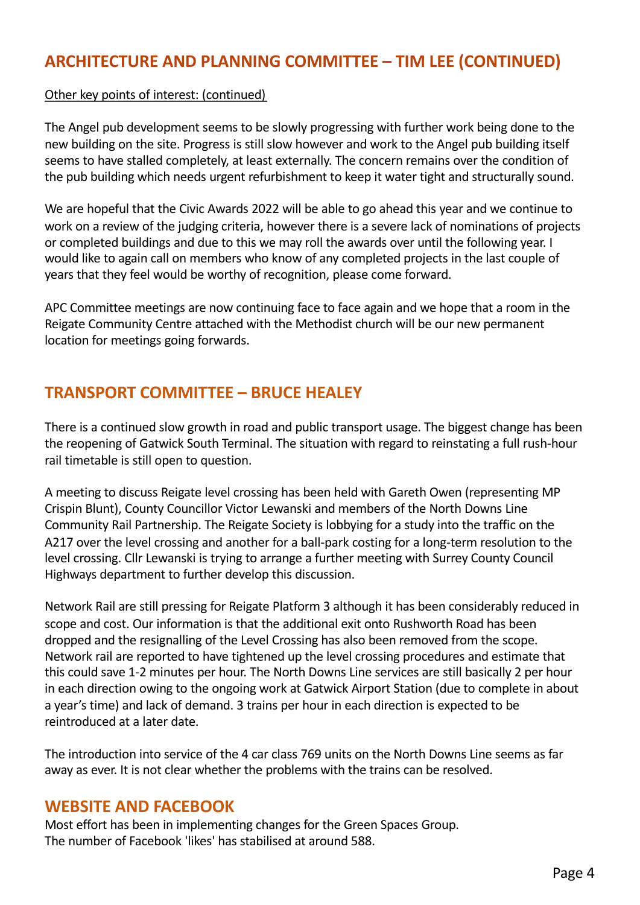## ARCHITECTURE AND PLANNING COMMITTEE – TIM LEE (CONTINUED)

Other key points of interest: (continued)

The Angel pub development seems to be slowly progressing with further work being done to the new building on the site. Progress is still slow however and work to the Angel pub building itself seems to have stalled completely, at least externally. The concern remains over the condition of the pub building which needs urgent refurbishment to keep it water tight and structurally sound.

We are hopeful that the Civic Awards 2022 will be able to go ahead this year and we continue to work on a review of the judging criteria, however there is a severe lack of nominations of projects or completed buildings and due to this we may roll the awards over until the following year. I would like to again call on members who know of any completed projects in the last couple of years that they feel would be worthy of recognition, please come forward.

APC Committee meetings are now continuing face to face again and we hope that a room in the Reigate Community Centre attached with the Methodist church will be our new permanent location for meetings going forwards.

## TRANSPORT COMMITTEE – BRUCE HEALEY

There is a continued slow growth in road and public transport usage. The biggest change has been the reopening of Gatwick South Terminal. The situation with regard to reinstating a full rush-hour rail timetable is still open to question.

A meeting to discuss Reigate level crossing has been held with Gareth Owen (representing MP Crispin Blunt), County Councillor Victor Lewanski and members of the North Downs Line Community Rail Partnership. The Reigate Society is lobbying for a study into the traffic on the A217 over the level crossing and another for a ball-park costing for a long-term resolution to the level crossing. Cllr Lewanski is trying to arrange a further meeting with Surrey County Council Highways department to further develop this discussion.

Network Rail are still pressing for Reigate Platform 3 although it has been considerably reduced in scope and cost. Our information is that the additional exit onto Rushworth Road has been dropped and the resignalling of the Level Crossing has also been removed from the scope. Network rail are reported to have tightened up the level crossing procedures and estimate that this could save 1-2 minutes per hour. The North Downs Line services are still basically 2 per hour in each direction owing to the ongoing work at Gatwick Airport Station (due to complete in about a year's time) and lack of demand. 3 trains per hour in each direction is expected to be reintroduced at a later date.

The introduction into service of the 4 car class 769 units on the North Downs Line seems as far away as ever. It is not clear whether the problems with the trains can be resolved.

## WEBSITE AND FACEBOOK

Most effort has been in implementing changes for the Green Spaces Group.
The number of Facebook 'likes' has stabilised at around 588.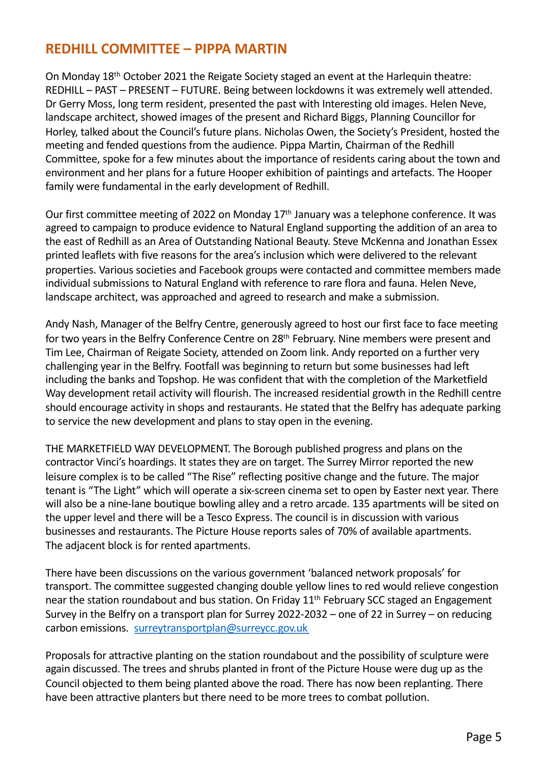## REDHILL COMMITTEE – PIPPA MARTIN

On Monday 18th October 2021 the Reigate Society staged an event at the Harlequin theatre: REDHILL – PAST – PRESENT – FUTURE. Being between lockdowns it was extremely well attended. Dr Gerry Moss, long term resident, presented the past with Interesting old images. Helen Neve, landscape architect, showed images of the present and Richard Biggs, Planning Councillor for Horley, talked about the Council's future plans. Nicholas Owen, the Society's President, hosted the meeting and fended questions from the audience. Pippa Martin, Chairman of the Redhill Committee, spoke for a few minutes about the importance of residents caring about the town and environment and her plans for a future Hooper exhibition of paintings and artefacts. The Hooper family were fundamental in the early development of Redhill.

Our first committee meeting of 2022 on Monday 17th January was a telephone conference. It was agreed to campaign to produce evidence to Natural England supporting the addition of an area to the east of Redhill as an Area of Outstanding National Beauty. Steve McKenna and Jonathan Essex printed leaflets with five reasons for the area's inclusion which were delivered to the relevant properties. Various societies and Facebook groups were contacted and committee members made individual submissions to Natural England with reference to rare flora and fauna. Helen Neve, landscape architect, was approached and agreed to research and make a submission.

Andy Nash, Manager of the Belfry Centre, generously agreed to host our first face to face meeting for two years in the Belfry Conference Centre on 28th February. Nine members were present and Tim Lee, Chairman of Reigate Society, attended on Zoom link. Andy reported on a further very challenging year in the Belfry. Footfall was beginning to return but some businesses had left including the banks and Topshop. He was confident that with the completion of the Marketfield Way development retail activity will flourish. The increased residential growth in the Redhill centre should encourage activity in shops and restaurants. He stated that the Belfry has adequate parking to service the new development and plans to stay open in the evening.

THE MARKETFIELD WAY DEVELOPMENT. The Borough published progress and plans on the contractor Vinci's hoardings. It states they are on target. The Surrey Mirror reported the new leisure complex is to be called "The Rise" reflecting positive change and the future. The major tenant is "The Light" which will operate a six-screen cinema set to open by Easter next year. There will also be a nine-lane boutique bowling alley and a retro arcade. 135 apartments will be sited on the upper level and there will be a Tesco Express. The council is in discussion with various businesses and restaurants. The Picture House reports sales of 70% of available apartments. The adjacent block is for rented apartments.

There have been discussions on the various government 'balanced network proposals' for transport. The committee suggested changing double yellow lines to red would relieve congestion near the station roundabout and bus station. On Friday 11th February SCC staged an Engagement Survey in the Belfry on a transport plan for Surrey 2022-2032 – one of 22 in Surrey – on reducing carbon emissions. surreytransportplan@surreycc.gov.uk

Proposals for attractive planting on the station roundabout and the possibility of sculpture were again discussed. The trees and shrubs planted in front of the Picture House were dug up as the Council objected to them being planted above the road. There has now been replanting. There have been attractive planters but there need to be more trees to combat pollution.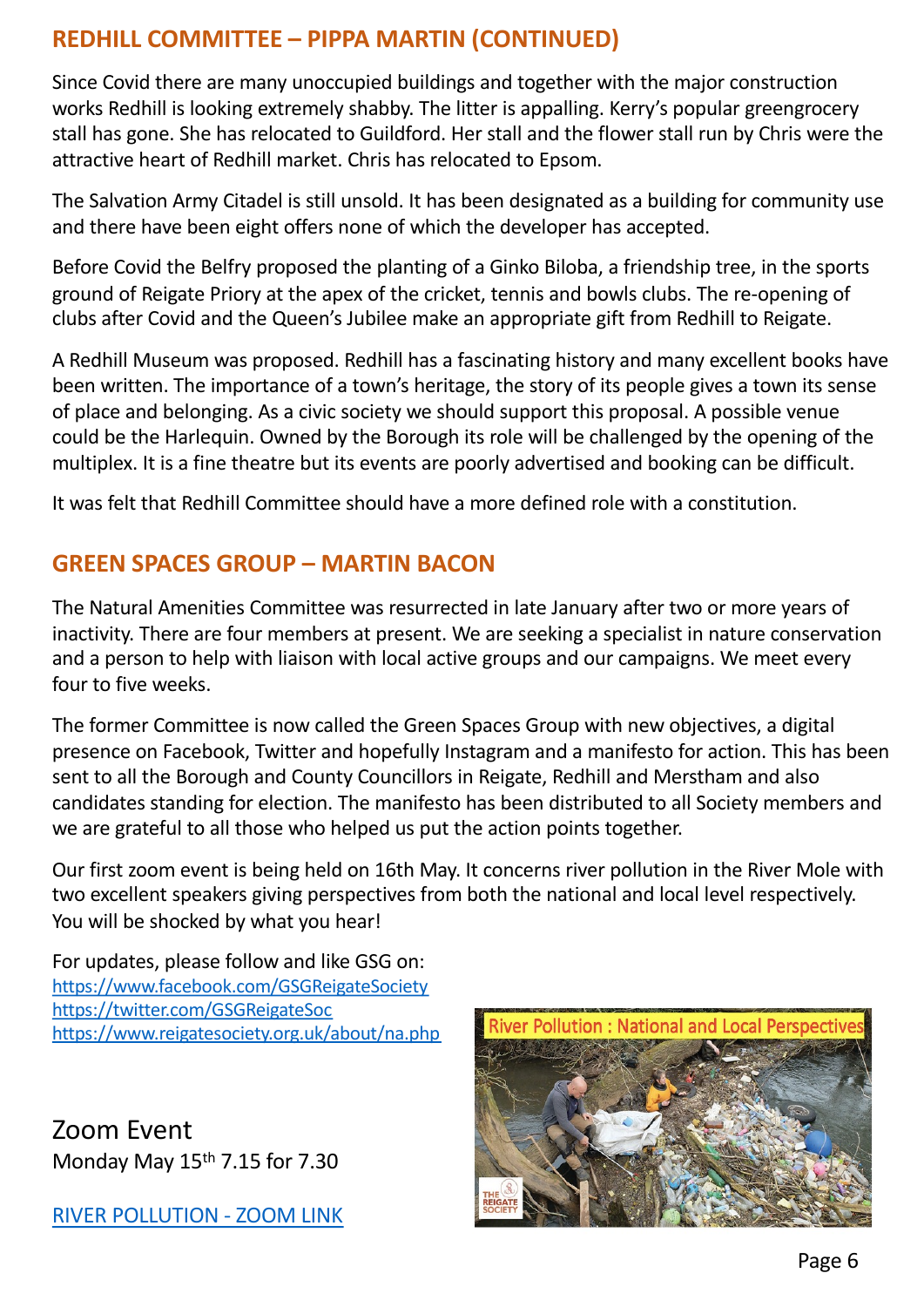## REDHILL COMMITTEE – PIPPA MARTIN (CONTINUED)

Since Covid there are many unoccupied buildings and together with the major construction works Redhill is looking extremely shabby. The litter is appalling. Kerry's popular greengrocery stall has gone. She has relocated to Guildford. Her stall and the flower stall run by Chris were the attractive heart of Redhill market. Chris has relocated to Epsom.

The Salvation Army Citadel is still unsold. It has been designated as a building for community use and there have been eight offers none of which the developer has accepted.

Before Covid the Belfry proposed the planting of a Ginko Biloba, a friendship tree, in the sports ground of Reigate Priory at the apex of the cricket, tennis and bowls clubs. The re-opening of clubs after Covid and the Queen's Jubilee make an appropriate gift from Redhill to Reigate.

A Redhill Museum was proposed. Redhill has a fascinating history and many excellent books have been written. The importance of a town's heritage, the story of its people gives a town its sense of place and belonging. As a civic society we should support this proposal. A possible venue could be the Harlequin. Owned by the Borough its role will be challenged by the opening of the multiplex. It is a fine theatre but its events are poorly advertised and booking can be difficult.

It was felt that Redhill Committee should have a more defined role with a constitution.

## GREEN SPACES GROUP – MARTIN BACON

The Natural Amenities Committee was resurrected in late January after two or more years of inactivity. There are four members at present. We are seeking a specialist in nature conservation and a person to help with liaison with local active groups and our campaigns. We meet every four to five weeks.

The former Committee is now called the Green Spaces Group with new objectives, a digital presence on Facebook, Twitter and hopefully Instagram and a manifesto for action. This has been sent to all the Borough and County Councillors in Reigate, Redhill and Merstham and also candidates standing for election. The manifesto has been distributed to all Society members and we are grateful to all those who helped us put the action points together.

Our first zoom event is being held on 16th May. It concerns river pollution in the River Mole with two excellent speakers giving perspectives from both the national and local level respectively. You will be shocked by what you hear!

For updates, please follow and like GSG on:
https://www.facebook.com/GSGReigateSociety
https://twitter.com/GSGReigateSoc
https://www.reigatesociety.org.uk/about/na.php

Zoom Event
Monday May 15th 7.15 for 7.30

RIVER POLLUTION - ZOOM LINK

River Pollution : National and Local Perspectives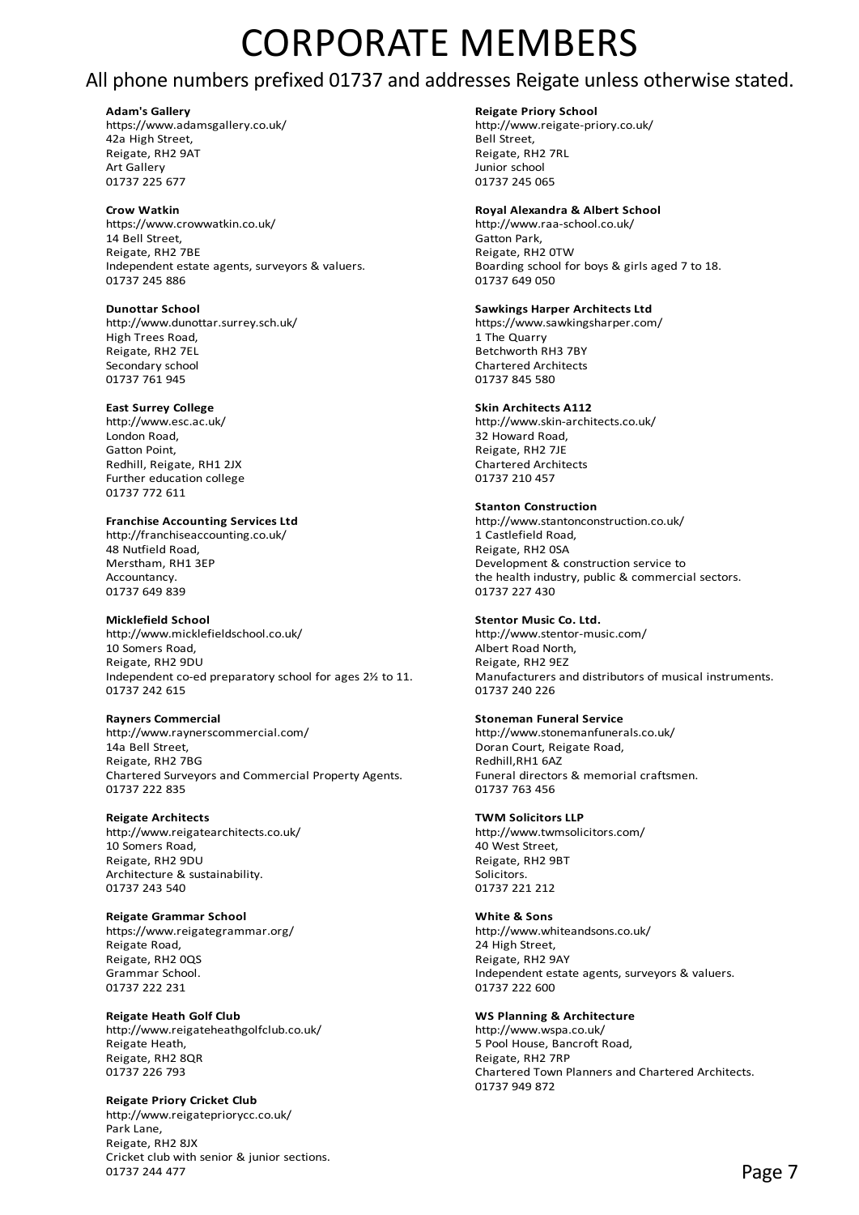# CORPORATE MEMBERS

All phone numbers prefixed 01737 and addresses Reigate unless otherwise stated.

**Adam's Gallery**
https://www.adamsgallery.co.uk/
42a High Street,
Reigate, RH2 9AT
Art Gallery
01737 225 677

**Crow Watkin**
https://www.crowwatkin.co.uk/
14 Bell Street,
Reigate, RH2 7BE
Independent estate agents, surveyors & valuers.
01737 245 886

**Dunottar School**
http://www.dunottar.surrey.sch.uk/
High Trees Road,
Reigate, RH2 7EL
Secondary school
01737 761 945

**East Surrey College**
http://www.esc.ac.uk/
London Road,
Gatton Point,
Redhill, Reigate, RH1 2JX
Further education college
01737 772 611

**Franchise Accounting Services Ltd**
http://franchiseaccounting.co.uk/
48 Nutfield Road,
Merstham, RH1 3EP
Accountancy.
01737 649 839

**Micklefield School**
http://www.micklefieldschool.co.uk/
10 Somers Road,
Reigate, RH2 9DU
Independent co-ed preparatory school for ages 2½ to 11.
01737 242 615

**Rayners Commercial**
http://www.raynerscommercial.com/
14a Bell Street,
Reigate, RH2 7BG
Chartered Surveyors and Commercial Property Agents.
01737 222 835

**Reigate Architects**
http://www.reigatearchitects.co.uk/
10 Somers Road,
Reigate, RH2 9DU
Architecture & sustainability.
01737 243 540

**Reigate Grammar School**
https://www.reigategrammar.org/
Reigate Road,
Reigate, RH2 0QS
Grammar School.
01737 222 231

**Reigate Heath Golf Club**
http://www.reigateheathgolfclub.co.uk/
Reigate Heath,
Reigate, RH2 8QR
01737 226 793

**Reigate Priory Cricket Club**
http://www.reigatepriorycc.co.uk/
Park Lane,
Reigate, RH2 8JX
Cricket club with senior & junior sections.
01737 244 477

**Reigate Priory School**
http://www.reigate-priory.co.uk/
Bell Street,
Reigate, RH2 7RL
Junior school
01737 245 065

**Royal Alexandra & Albert School**
http://www.raa-school.co.uk/
Gatton Park,
Reigate, RH2 0TW
Boarding school for boys & girls aged 7 to 18.
01737 649 050

**Sawkings Harper Architects Ltd**
https://www.sawkingsharper.com/
1 The Quarry
Betchworth RH3 7BY
Chartered Architects
01737 845 580

**Skin Architects A112**
http://www.skin-architects.co.uk/
32 Howard Road,
Reigate, RH2 7JE
Chartered Architects
01737 210 457

**Stanton Construction**
http://www.stantonconstruction.co.uk/
1 Castlefield Road,
Reigate, RH2 0SA
Development & construction service to
the health industry, public & commercial sectors.
01737 227 430

**Stentor Music Co. Ltd.**
http://www.stentor-music.com/
Albert Road North,
Reigate, RH2 9EZ
Manufacturers and distributors of musical instruments.
01737 240 226

**Stoneman Funeral Service**
http://www.stonemanfunerals.co.uk/
Doran Court, Reigate Road,
Redhill,RH1 6AZ
Funeral directors & memorial craftsmen.
01737 763 456

**TWM Solicitors LLP**
http://www.twmsolicitors.com/
40 West Street,
Reigate, RH2 9BT
Solicitors.
01737 221 212

**White & Sons**
http://www.whiteandsons.co.uk/
24 High Street,
Reigate, RH2 9AY
Independent estate agents, surveyors & valuers.
01737 222 600

**WS Planning & Architecture**
http://www.wspa.co.uk/
5 Pool House, Bancroft Road,
Reigate, RH2 7RP
Chartered Town Planners and Chartered Architects.
01737 949 872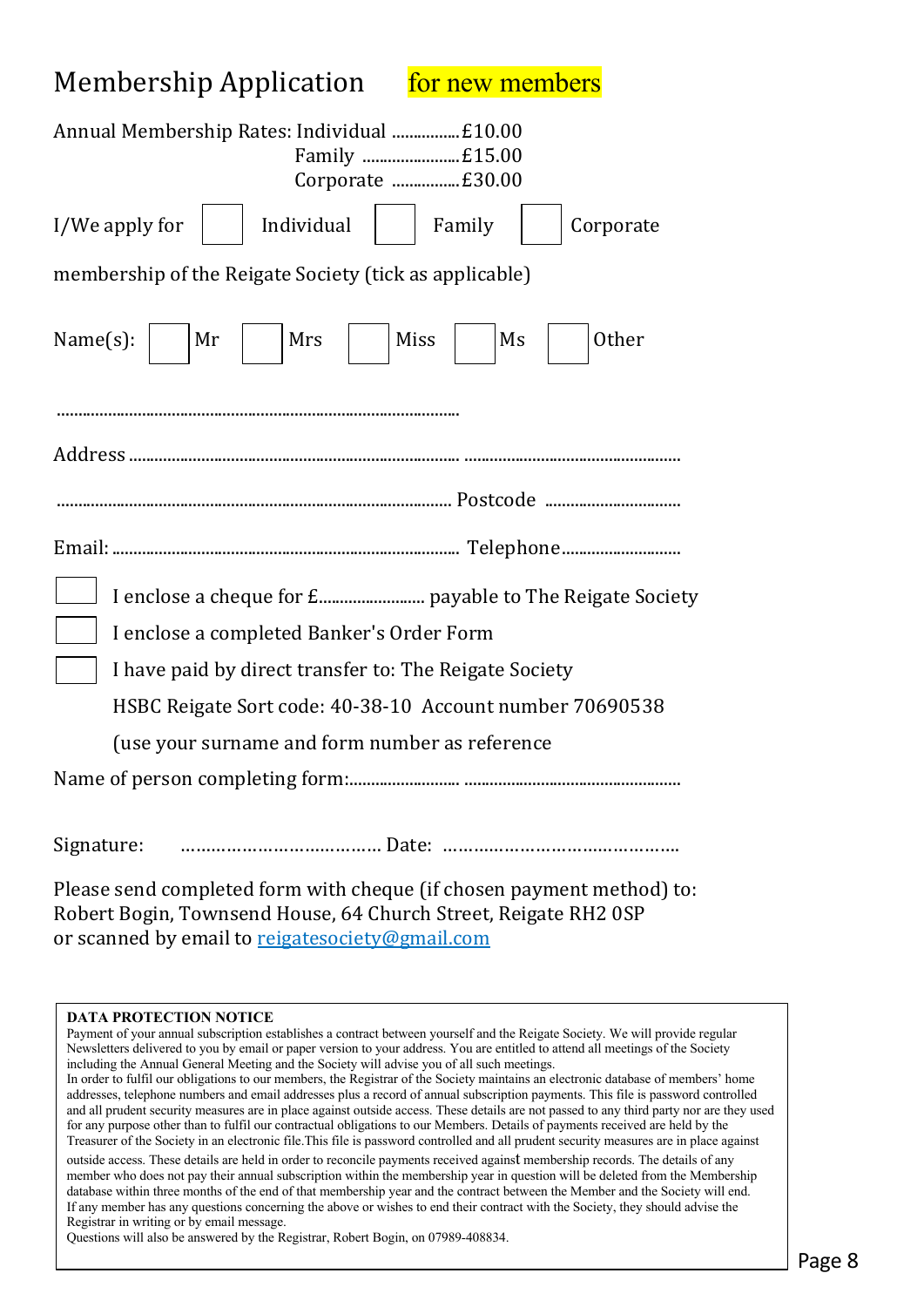# Membership Application for new members

Annual Membership Rates: Individual ................ £10.00
Family ....................... £15.00
Corporate ................ £30.00

I/We apply for ☐ Individual ☐ Family ☐ Corporate

membership of the Reigate Society (tick as applicable)

Name(s): ☐ Mr ☐ Mrs ☐ Miss ☐ Ms ☐ Other

..............................................................................................

Address .............................................................................. ..................................................

........................................................................................... Postcode ................................

Email: ................................................................................ Telephone............................

☐ I enclose a cheque for £......................... payable to The Reigate Society

☐ I enclose a completed Banker's Order Form

☐ I have paid by direct transfer to: The Reigate Society

HSBC Reigate Sort code: 40-38-10 Account number 70690538

(use your surname and form number as reference

Name of person completing form:......................... ..................................................

Signature: ………………………………… Date: ………………………………………..

Please send completed form with cheque (if chosen payment method) to:
Robert Bogin, Townsend House, 64 Church Street, Reigate RH2 0SP
or scanned by email to reigatesociety@gmail.com

**DATA PROTECTION NOTICE**

Payment of your annual subscription establishes a contract between yourself and the Reigate Society. We will provide regular Newsletters delivered to you by email or paper version to your address. You are entitled to attend all meetings of the Society including the Annual General Meeting and the Society will advise you of all such meetings.

In order to fulfil our obligations to our members, the Registrar of the Society maintains an electronic database of members' home addresses, telephone numbers and email addresses plus a record of annual subscription payments. This file is password controlled and all prudent security measures are in place against outside access. These details are not passed to any third party nor are they used for any purpose other than to fulfil our contractual obligations to our Members. Details of payments received are held by the Treasurer of the Society in an electronic file.This file is password controlled and all prudent security measures are in place against outside access. These details are held in order to reconcile payments received against membership records. The details of any member who does not pay their annual subscription within the membership year in question will be deleted from the Membership database within three months of the end of that membership year and the contract between the Member and the Society will end. If any member has any questions concerning the above or wishes to end their contract with the Society, they should advise the Registrar in writing or by email message.

Questions will also be answered by the Registrar, Robert Bogin, on 07989-408834.